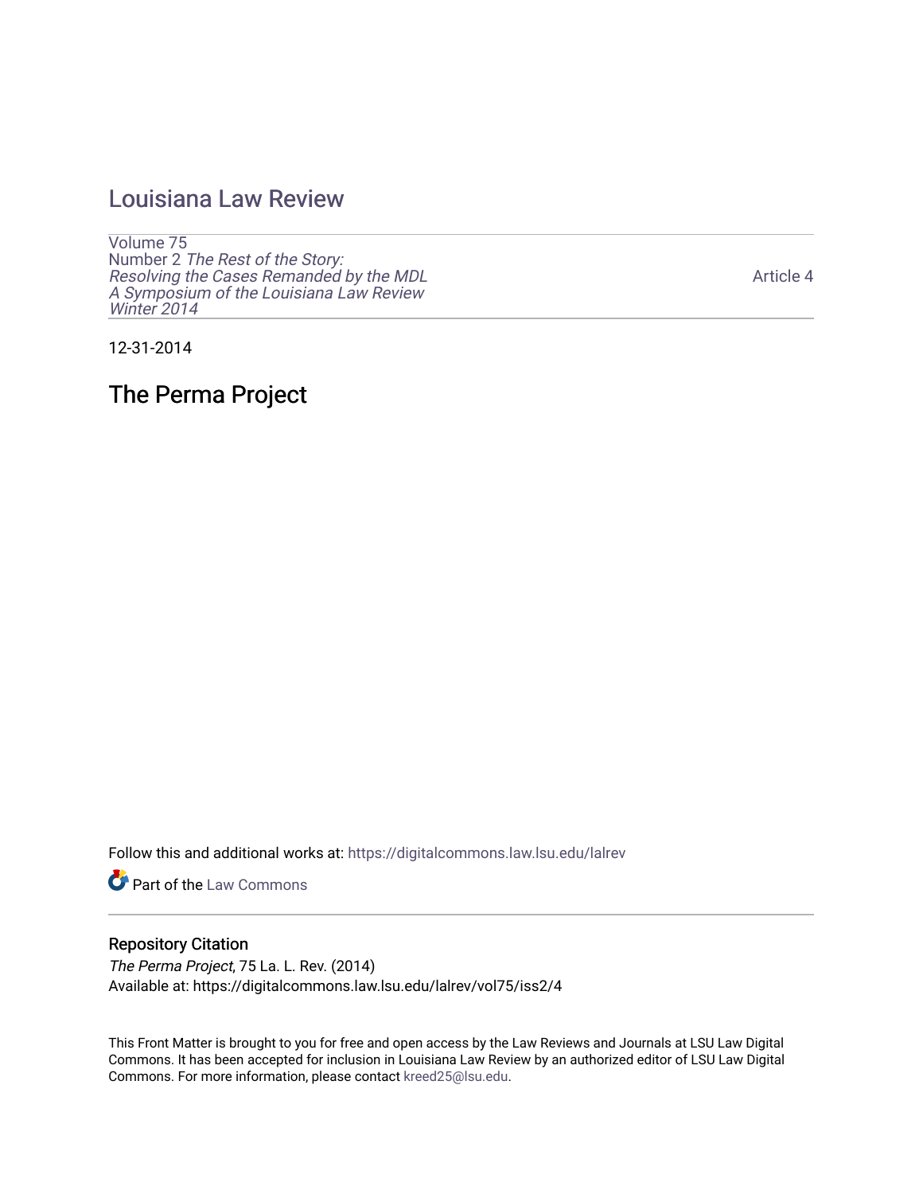# Louisiana Law Review

Volume 75
Number 2 *The Rest of the Story: Resolving the Cases Remanded by the MDL A Symposium of the Louisiana Law Review Winter 2014*

Article 4

12-31-2014

## The Perma Project

Follow this and additional works at: https://digitalcommons.law.lsu.edu/lalrev

Part of the Law Commons

### Repository Citation

*The Perma Project*, 75 La. L. Rev. (2014)
Available at: https://digitalcommons.law.lsu.edu/lalrev/vol75/iss2/4

This Front Matter is brought to you for free and open access by the Law Reviews and Journals at LSU Law Digital Commons. It has been accepted for inclusion in Louisiana Law Review by an authorized editor of LSU Law Digital Commons. For more information, please contact kreed25@lsu.edu.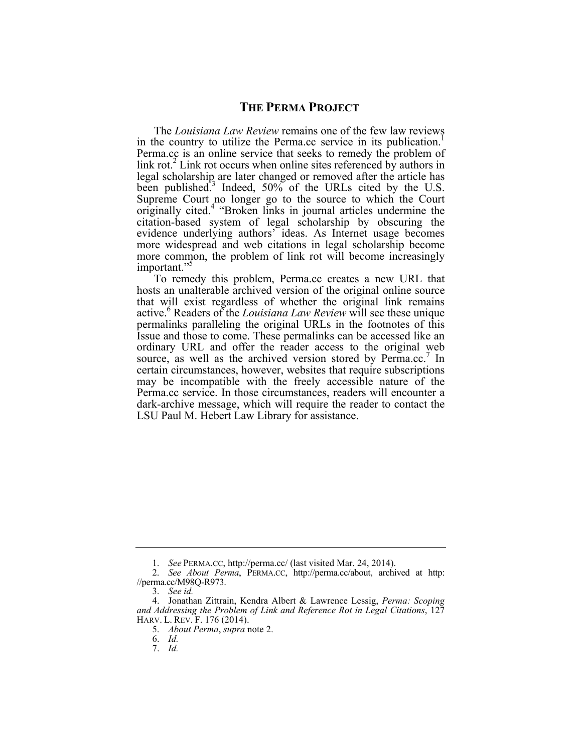# THE PERMA PROJECT

The *Louisiana Law Review* remains one of the few law reviews in the country to utilize the Perma.cc service in its publication.[1] Perma.cc is an online service that seeks to remedy the problem of link rot.[2] Link rot occurs when online sites referenced by authors in legal scholarship are later changed or removed after the article has been published.[3] Indeed, 50% of the URLs cited by the U.S. Supreme Court no longer go to the source to which the Court originally cited.[4] "Broken links in journal articles undermine the citation-based system of legal scholarship by obscuring the evidence underlying authors' ideas. As Internet usage becomes more widespread and web citations in legal scholarship become more common, the problem of link rot will become increasingly important."[5]

To remedy this problem, Perma.cc creates a new URL that hosts an unalterable archived version of the original online source that will exist regardless of whether the original link remains active.[6] Readers of the *Louisiana Law Review* will see these unique permalinks paralleling the original URLs in the footnotes of this Issue and those to come. These permalinks can be accessed like an ordinary URL and offer the reader access to the original web source, as well as the archived version stored by Perma.cc.[7] In certain circumstances, however, websites that require subscriptions may be incompatible with the freely accessible nature of the Perma.cc service. In those circumstances, readers will encounter a dark-archive message, which will require the reader to contact the LSU Paul M. Hebert Law Library for assistance.

---

1. *See* PERMA.CC, http://perma.cc/ (last visited Mar. 24, 2014).
2. *See About Perma*, PERMA.CC, http://perma.cc/about, archived at http://perma.cc/M98Q-R973.
3. *See id.*
4. Jonathan Zittrain, Kendra Albert & Lawrence Lessig, *Perma: Scoping and Addressing the Problem of Link and Reference Rot in Legal Citations*, 127 HARV. L. REV. F. 176 (2014).
5. *About Perma*, *supra* note 2.
6. *Id.*
7. *Id.*